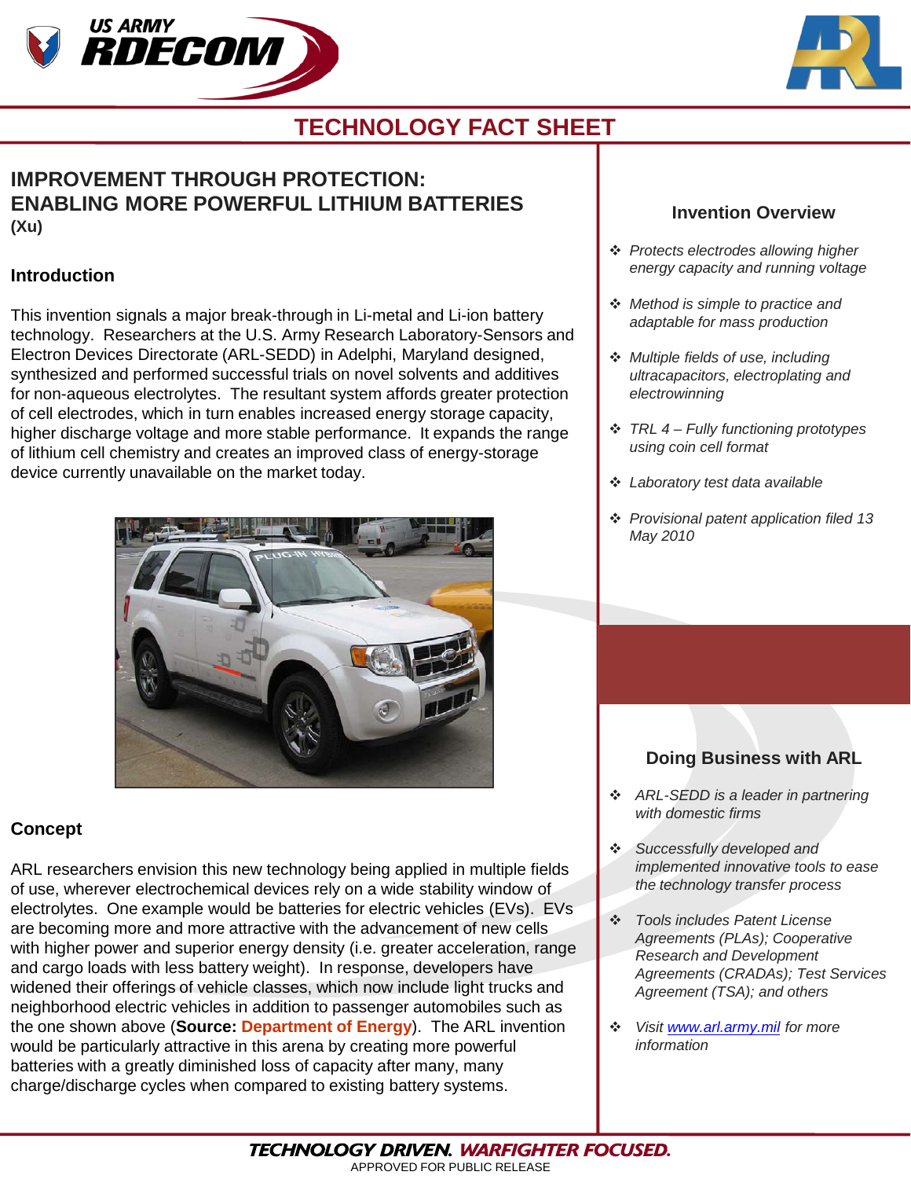# TECHNOLOGY FACT SHEET

## IMPROVEMENT THROUGH PROTECTION: ENABLING MORE POWERFUL LITHIUM BATTERIES

**(Xu)**

### Introduction

This invention signals a major break-through in Li-metal and Li-ion battery technology. Researchers at the U.S. Army Research Laboratory-Sensors and Electron Devices Directorate (ARL-SEDD) in Adelphi, Maryland designed, synthesized and performed successful trials on novel solvents and additives for non-aqueous electrolytes. The resultant system affords greater protection of cell electrodes, which in turn enables increased energy storage capacity, higher discharge voltage and more stable performance. It expands the range of lithium cell chemistry and creates an improved class of energy-storage device currently unavailable on the market today.

### Concept

ARL researchers envision this new technology being applied in multiple fields of use, wherever electrochemical devices rely on a wide stability window of electrolytes. One example would be batteries for electric vehicles (EVs). EVs are becoming more and more attractive with the advancement of new cells with higher power and superior energy density (i.e. greater acceleration, range and cargo loads with less battery weight). In response, developers have widened their offerings of vehicle classes, which now include light trucks and neighborhood electric vehicles in addition to passenger automobiles such as the one shown above (**Source:** Department of Energy). The ARL invention would be particularly attractive in this arena by creating more powerful batteries with a greatly diminished loss of capacity after many, many charge/discharge cycles when compared to existing battery systems.

### Invention Overview

- *Protects electrodes allowing higher energy capacity and running voltage*
- *Method is simple to practice and adaptable for mass production*
- *Multiple fields of use, including ultracapacitors, electroplating and electrowinning*
- *TRL 4 – Fully functioning prototypes using coin cell format*
- *Laboratory test data available*
- *Provisional patent application filed 13 May 2010*

### Doing Business with ARL

- *ARL-SEDD is a leader in partnering with domestic firms*
- *Successfully developed and implemented innovative tools to ease the technology transfer process*
- *Tools includes Patent License Agreements (PLAs); Cooperative Research and Development Agreements (CRADAs); Test Services Agreement (TSA); and others*
- *Visit www.arl.army.mil for more information*

**TECHNOLOGY DRIVEN. WARFIGHTER FOCUSED.**

APPROVED FOR PUBLIC RELEASE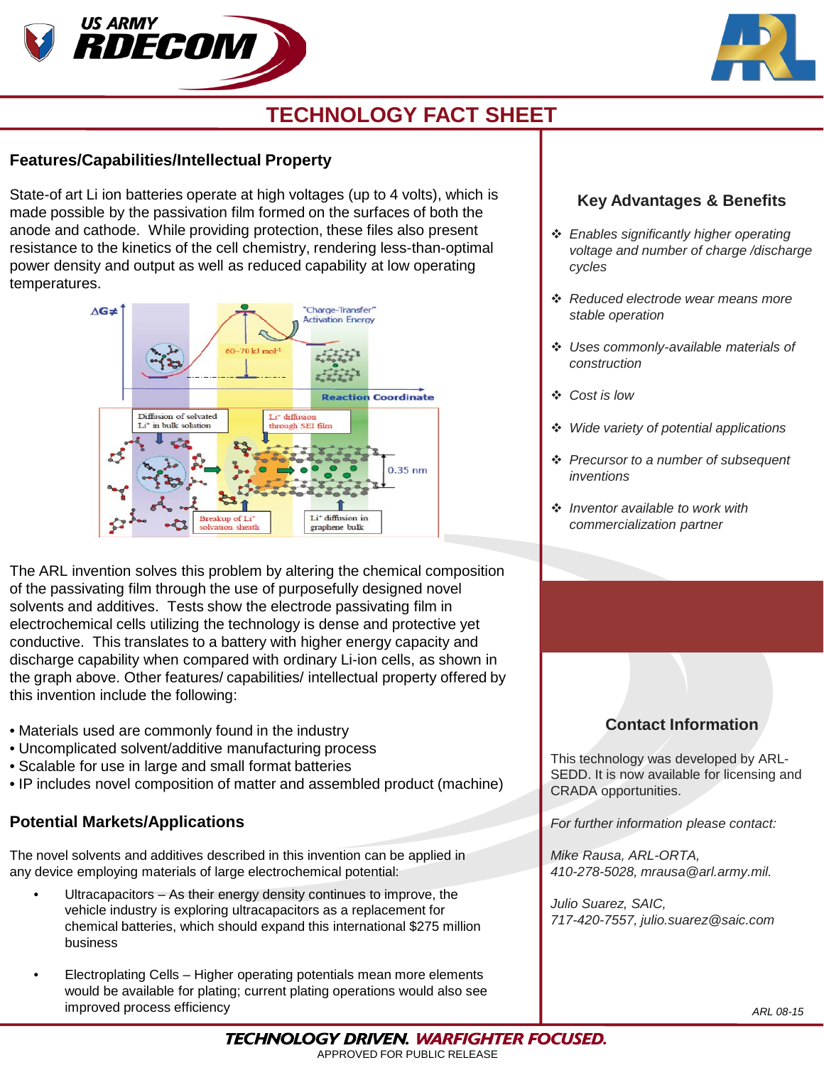# TECHNOLOGY FACT SHEET

## Features/Capabilities/Intellectual Property

State-of art Li ion batteries operate at high voltages (up to 4 volts), which is made possible by the passivation film formed on the surfaces of both the anode and cathode. While providing protection, these files also present resistance to the kinetics of the cell chemistry, rendering less-than-optimal power density and output as well as reduced capability at low operating temperatures.

ΔG≠

"Charge-Transfer" Activation Energy

60~70 kJ mol⁻¹

Reaction Coordinate

Diffusion of solvated Li⁺ in bulk solution

Li⁺ diffusion through SEI film

0.35 nm

Breakup of Li⁺ solvation sheath

Li⁺ diffusion in graphene bulk

The ARL invention solves this problem by altering the chemical composition of the passivating film through the use of purposefully designed novel solvents and additives. Tests show the electrode passivating film in electrochemical cells utilizing the technology is dense and protective yet conductive. This translates to a battery with higher energy capacity and discharge capability when compared with ordinary Li-ion cells, as shown in the graph above. Other features/ capabilities/ intellectual property offered by this invention include the following:

- Materials used are commonly found in the industry
- Uncomplicated solvent/additive manufacturing process
- Scalable for use in large and small format batteries
- IP includes novel composition of matter and assembled product (machine)

## Potential Markets/Applications

The novel solvents and additives described in this invention can be applied in any device employing materials of large electrochemical potential:

- Ultracapacitors – As their energy density continues to improve, the vehicle industry is exploring ultracapacitors as a replacement for chemical batteries, which should expand this international $275 million business
- Electroplating Cells – Higher operating potentials mean more elements would be available for plating; current plating operations would also see improved process efficiency

## Key Advantages & Benefits

- *Enables significantly higher operating voltage and number of charge /discharge cycles*
- *Reduced electrode wear means more stable operation*
- *Uses commonly-available materials of construction*
- *Cost is low*
- *Wide variety of potential applications*
- *Precursor to a number of subsequent inventions*
- *Inventor available to work with commercialization partner*

## Contact Information

This technology was developed by ARL-SEDD. It is now available for licensing and CRADA opportunities.

*For further information please contact:*

*Mike Rausa, ARL-ORTA,*
*410-278-5028, mrausa@arl.army.mil.*

*Julio Suarez, SAIC,*
*717-420-7557, julio.suarez@saic.com*

*ARL 08-15*

**TECHNOLOGY DRIVEN. WARFIGHTER FOCUSED.**

APPROVED FOR PUBLIC RELEASE